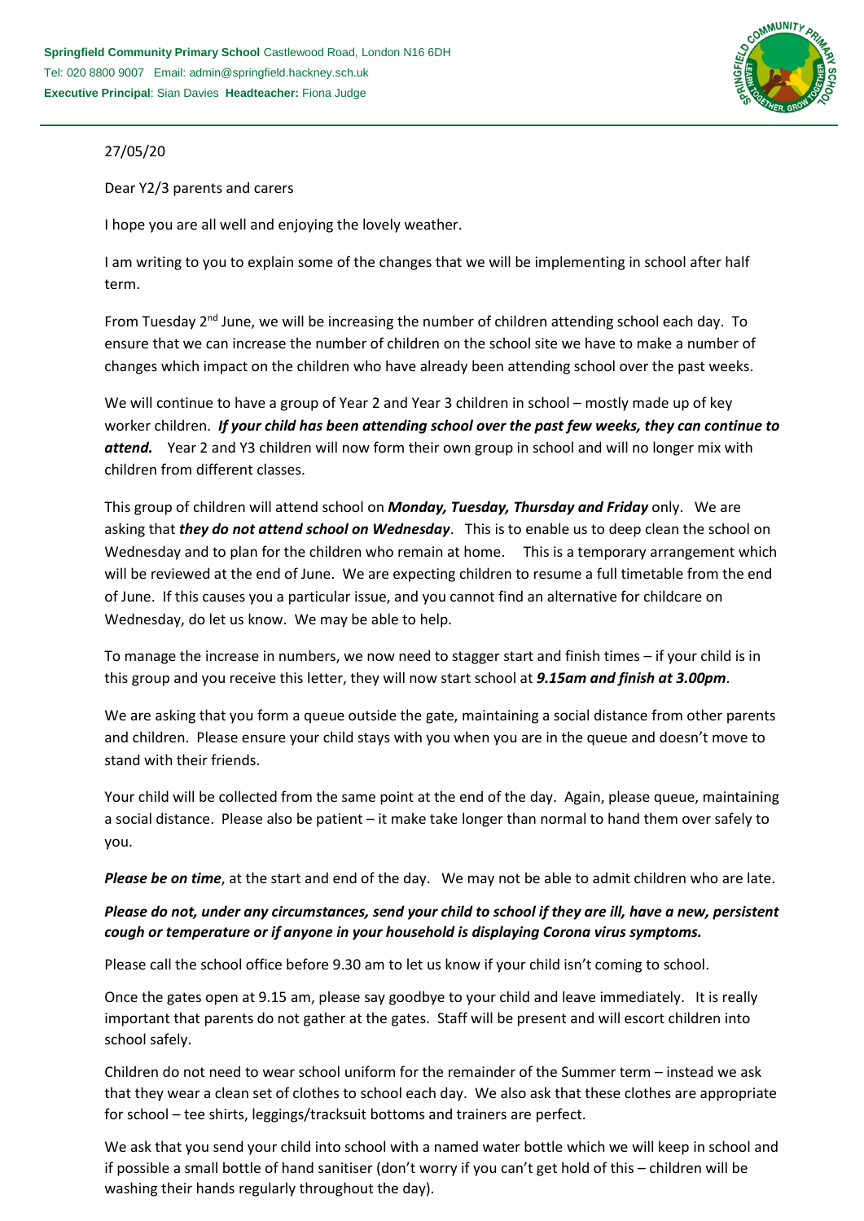**Springfield Community Primary School** Castlewood Road, London N16 6DH
Tel: 020 8800 9007 Email: admin@springfield.hackney.sch.uk
**Executive Principal**: Sian Davies **Headteacher:** Fiona Judge

27/05/20

Dear Y2/3 parents and carers

I hope you are all well and enjoying the lovely weather.

I am writing to you to explain some of the changes that we will be implementing in school after half term.

From Tuesday 2nd June, we will be increasing the number of children attending school each day. To ensure that we can increase the number of children on the school site we have to make a number of changes which impact on the children who have already been attending school over the past weeks.

We will continue to have a group of Year 2 and Year 3 children in school – mostly made up of key worker children. ***If your child has been attending school over the past few weeks, they can continue to attend.*** Year 2 and Y3 children will now form their own group in school and will no longer mix with children from different classes.

This group of children will attend school on ***Monday, Tuesday, Thursday and Friday*** only. We are asking that ***they do not attend school on Wednesday***. This is to enable us to deep clean the school on Wednesday and to plan for the children who remain at home. This is a temporary arrangement which will be reviewed at the end of June. We are expecting children to resume a full timetable from the end of June. If this causes you a particular issue, and you cannot find an alternative for childcare on Wednesday, do let us know. We may be able to help.

To manage the increase in numbers, we now need to stagger start and finish times – if your child is in this group and you receive this letter, they will now start school at ***9.15am and finish at 3.00pm***.

We are asking that you form a queue outside the gate, maintaining a social distance from other parents and children. Please ensure your child stays with you when you are in the queue and doesn't move to stand with their friends.

Your child will be collected from the same point at the end of the day. Again, please queue, maintaining a social distance. Please also be patient – it make take longer than normal to hand them over safely to you.

***Please be on time***, at the start and end of the day. We may not be able to admit children who are late.

***Please do not, under any circumstances, send your child to school if they are ill, have a new, persistent cough or temperature or if anyone in your household is displaying Corona virus symptoms.***

Please call the school office before 9.30 am to let us know if your child isn't coming to school.

Once the gates open at 9.15 am, please say goodbye to your child and leave immediately. It is really important that parents do not gather at the gates. Staff will be present and will escort children into school safely.

Children do not need to wear school uniform for the remainder of the Summer term – instead we ask that they wear a clean set of clothes to school each day. We also ask that these clothes are appropriate for school – tee shirts, leggings/tracksuit bottoms and trainers are perfect.

We ask that you send your child into school with a named water bottle which we will keep in school and if possible a small bottle of hand sanitiser (don't worry if you can't get hold of this – children will be washing their hands regularly throughout the day).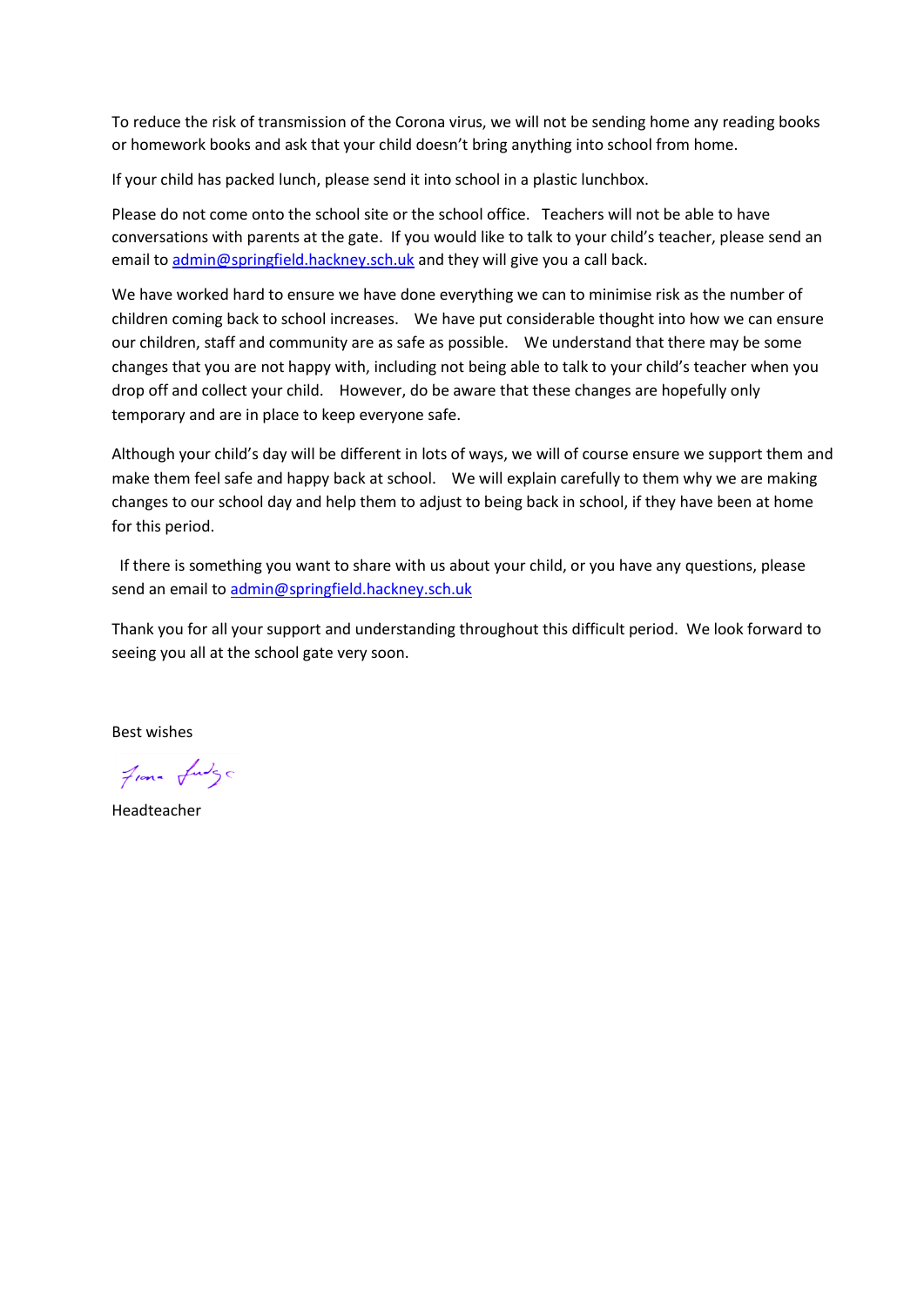To reduce the risk of transmission of the Corona virus, we will not be sending home any reading books or homework books and ask that your child doesn't bring anything into school from home.

If your child has packed lunch, please send it into school in a plastic lunchbox.

Please do not come onto the school site or the school office. Teachers will not be able to have conversations with parents at the gate. If you would like to talk to your child's teacher, please send an email to admin@springfield.hackney.sch.uk and they will give you a call back.

We have worked hard to ensure we have done everything we can to minimise risk as the number of children coming back to school increases. We have put considerable thought into how we can ensure our children, staff and community are as safe as possible. We understand that there may be some changes that you are not happy with, including not being able to talk to your child's teacher when you drop off and collect your child. However, do be aware that these changes are hopefully only temporary and are in place to keep everyone safe.

Although your child's day will be different in lots of ways, we will of course ensure we support them and make them feel safe and happy back at school. We will explain carefully to them why we are making changes to our school day and help them to adjust to being back in school, if they have been at home for this period.

If there is something you want to share with us about your child, or you have any questions, please send an email to admin@springfield.hackney.sch.uk

Thank you for all your support and understanding throughout this difficult period. We look forward to seeing you all at the school gate very soon.

Best wishes

Fiona Fudge

Headteacher